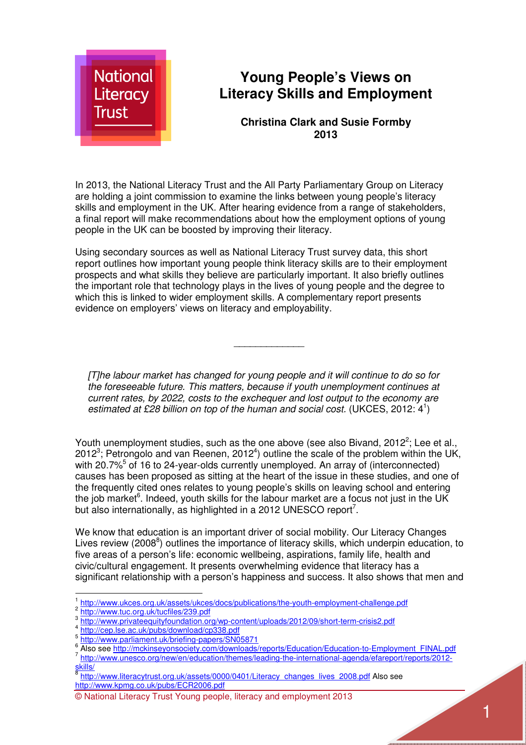National Literacy Trust

# Young People's Views on Literacy Skills and Employment

**Christina Clark and Susie Formby**
**2013**

In 2013, the National Literacy Trust and the All Party Parliamentary Group on Literacy are holding a joint commission to examine the links between young people's literacy skills and employment in the UK. After hearing evidence from a range of stakeholders, a final report will make recommendations about how the employment options of young people in the UK can be boosted by improving their literacy.

Using secondary sources as well as National Literacy Trust survey data, this short report outlines how important young people think literacy skills are to their employment prospects and what skills they believe are particularly important. It also briefly outlines the important role that technology plays in the lives of young people and the degree to which this is linked to wider employment skills. A complementary report presents evidence on employers' views on literacy and employability.

---

> *[T]he labour market has changed for young people and it will continue to do so for the foreseeable future. This matters, because if youth unemployment continues at current rates, by 2022, costs to the exchequer and lost output to the economy are estimated at £28 billion on top of the human and social cost.* (UKCES, 2012: 4[1])

Youth unemployment studies, such as the one above (see also Bivand, 2012[2]; Lee et al., 2012[3]; Petrongolo and van Reenen, 2012[4]) outline the scale of the problem within the UK, with 20.7%[5] of 16 to 24-year-olds currently unemployed. An array of (interconnected) causes has been proposed as sitting at the heart of the issue in these studies, and one of the frequently cited ones relates to young people's skills on leaving school and entering the job market[6]. Indeed, youth skills for the labour market are a focus not just in the UK but also internationally, as highlighted in a 2012 UNESCO report[7].

We know that education is an important driver of social mobility. Our Literacy Changes Lives review (2008[8]) outlines the importance of literacy skills, which underpin education, to five areas of a person's life: economic wellbeing, aspirations, family life, health and civic/cultural engagement. It presents overwhelming evidence that literacy has a significant relationship with a person's happiness and success. It also shows that men and

---

[1] http://www.ukces.org.uk/assets/ukces/docs/publications/the-youth-employment-challenge.pdf
[2] http://www.tuc.org.uk/tucfiles/239.pdf
[3] http://www.privateequityfoundation.org/wp-content/uploads/2012/09/short-term-crisis2.pdf
[4] http://cep.lse.ac.uk/pubs/download/cp338.pdf
[5] http://www.parliament.uk/briefing-papers/SN05871
[6] Also see http://mckinseyonsociety.com/downloads/reports/Education/Education-to-Employment_FINAL.pdf
[7] http://www.unesco.org/new/en/education/themes/leading-the-international-agenda/efareport/reports/2012-skills/
[8] http://www.literacytrust.org.uk/assets/0000/0401/Literacy_changes_lives_2008.pdf Also see http://www.kpmg.co.uk/pubs/ECR2006.pdf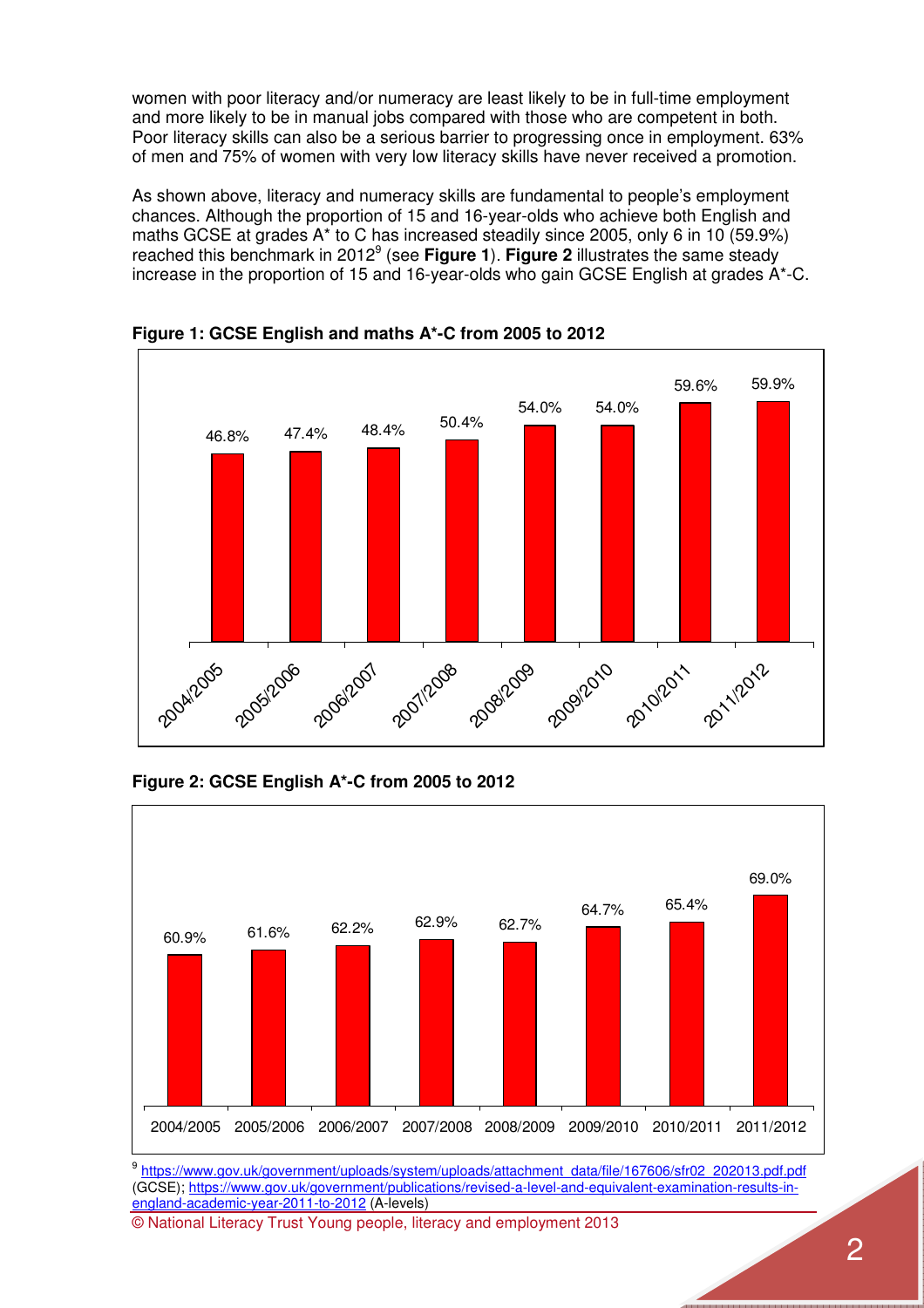women with poor literacy and/or numeracy are least likely to be in full-time employment and more likely to be in manual jobs compared with those who are competent in both. Poor literacy skills can also be a serious barrier to progressing once in employment. 63% of men and 75% of women with very low literacy skills have never received a promotion.

As shown above, literacy and numeracy skills are fundamental to people's employment chances. Although the proportion of 15 and 16-year-olds who achieve both English and maths GCSE at grades A* to C has increased steadily since 2005, only 6 in 10 (59.9%) reached this benchmark in 2012[9] (see **Figure 1**). **Figure 2** illustrates the same steady increase in the proportion of 15 and 16-year-olds who gain GCSE English at grades A*-C.

**Figure 1: GCSE English and maths A*-C from 2005 to 2012**

| Year | GCSE English and maths A*-C |
|---|---|
| 2004/2005 | 46.8% |
| 2005/2006 | 47.4% |
| 2006/2007 | 48.4% |
| 2007/2008 | 50.4% |
| 2008/2009 | 54.0% |
| 2009/2010 | 54.0% |
| 2010/2011 | 59.6% |
| 2011/2012 | 59.9% |

**Figure 2: GCSE English A*-C from 2005 to 2012**

| Year | GCSE English A*-C |
|---|---|
| 2004/2005 | 60.9% |
| 2005/2006 | 61.6% |
| 2006/2007 | 62.2% |
| 2007/2008 | 62.9% |
| 2008/2009 | 62.7% |
| 2009/2010 | 64.7% |
| 2010/2011 | 65.4% |
| 2011/2012 | 69.0% |

[9] https://www.gov.uk/government/uploads/system/uploads/attachment_data/file/167606/sfr02_202013.pdf.pdf (GCSE); https://www.gov.uk/government/publications/revised-a-level-and-equivalent-examination-results-in-england-academic-year-2011-to-2012 (A-levels)

© National Literacy Trust Young people, literacy and employment 2013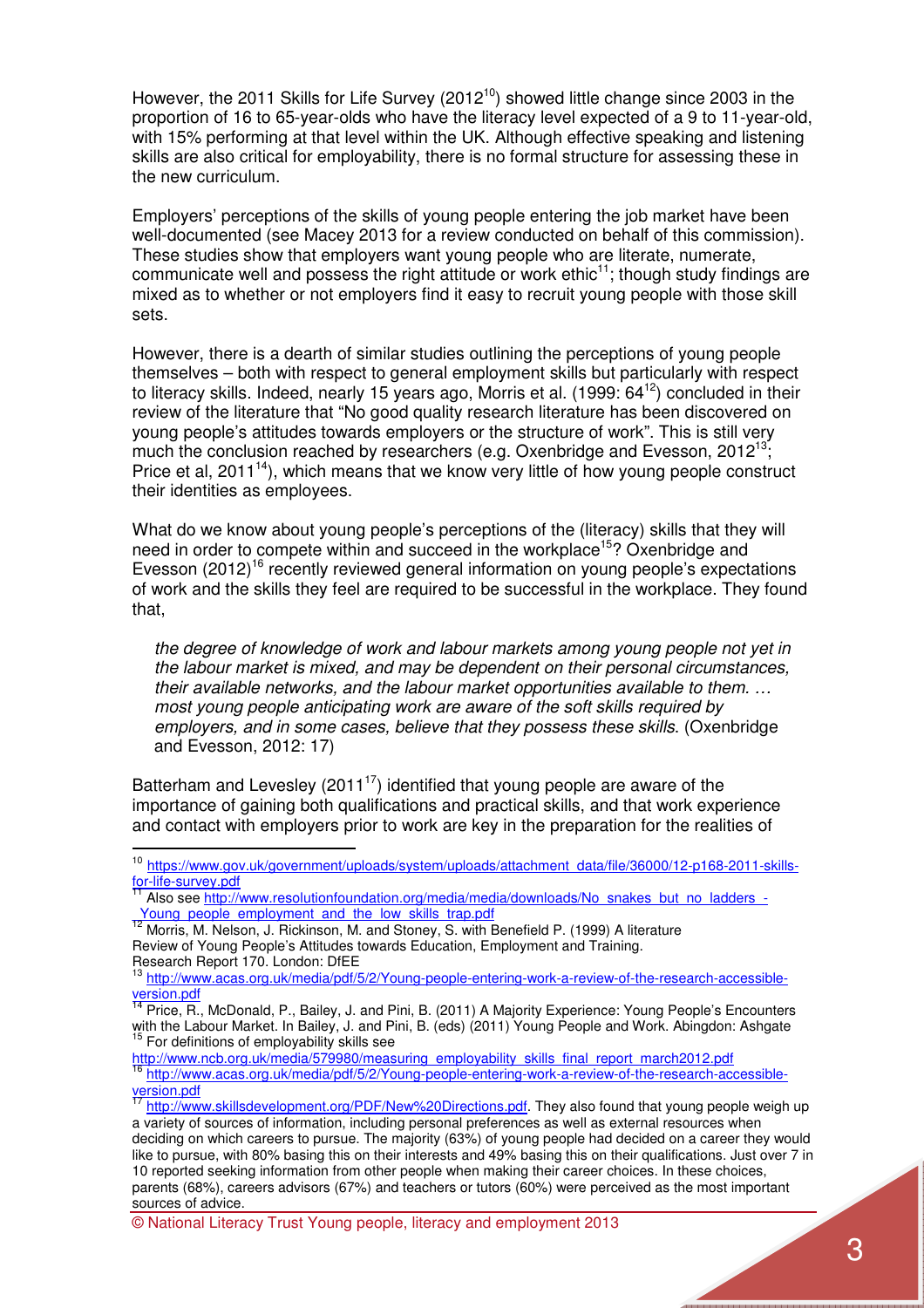However, the 2011 Skills for Life Survey (2012[10]) showed little change since 2003 in the proportion of 16 to 65-year-olds who have the literacy level expected of a 9 to 11-year-old, with 15% performing at that level within the UK. Although effective speaking and listening skills are also critical for employability, there is no formal structure for assessing these in the new curriculum.

Employers' perceptions of the skills of young people entering the job market have been well-documented (see Macey 2013 for a review conducted on behalf of this commission). These studies show that employers want young people who are literate, numerate, communicate well and possess the right attitude or work ethic[11]; though study findings are mixed as to whether or not employers find it easy to recruit young people with those skill sets.

However, there is a dearth of similar studies outlining the perceptions of young people themselves – both with respect to general employment skills but particularly with respect to literacy skills. Indeed, nearly 15 years ago, Morris et al. (1999: 64[12]) concluded in their review of the literature that "No good quality research literature has been discovered on young people's attitudes towards employers or the structure of work". This is still very much the conclusion reached by researchers (e.g. Oxenbridge and Evesson, 2012[13]; Price et al, 2011[14]), which means that we know very little of how young people construct their identities as employees.

What do we know about young people's perceptions of the (literacy) skills that they will need in order to compete within and succeed in the workplace[15]? Oxenbridge and Evesson (2012)[16] recently reviewed general information on young people's expectations of work and the skills they feel are required to be successful in the workplace. They found that,

> *the degree of knowledge of work and labour markets among young people not yet in the labour market is mixed, and may be dependent on their personal circumstances, their available networks, and the labour market opportunities available to them. … most young people anticipating work are aware of the soft skills required by employers, and in some cases, believe that they possess these skills*. (Oxenbridge and Evesson, 2012: 17)

Batterham and Levesley (2011[17]) identified that young people are aware of the importance of gaining both qualifications and practical skills, and that work experience and contact with employers prior to work are key in the preparation for the realities of

---

[10] https://www.gov.uk/government/uploads/system/uploads/attachment_data/file/36000/12-p168-2011-skills-for-life-survey.pdf

[11] Also see http://www.resolutionfoundation.org/media/media/downloads/No_snakes_but_no_ladders_-_Young_people_employment_and_the_low_skills_trap.pdf

[12] Morris, M. Nelson, J. Rickinson, M. and Stoney, S. with Benefield P. (1999) A literature Review of Young People's Attitudes towards Education, Employment and Training. Research Report 170. London: DfEE

[13] http://www.acas.org.uk/media/pdf/5/2/Young-people-entering-work-a-review-of-the-research-accessible-version.pdf

[14] Price, R., McDonald, P., Bailey, J. and Pini, B. (2011) A Majority Experience: Young People's Encounters with the Labour Market. In Bailey, J. and Pini, B. (eds) (2011) Young People and Work. Abingdon: Ashgate

[15] For definitions of employability skills see http://www.ncb.org.uk/media/579980/measuring_employability_skills_final_report_march2012.pdf

[16] http://www.acas.org.uk/media/pdf/5/2/Young-people-entering-work-a-review-of-the-research-accessible-version.pdf

[17] http://www.skillsdevelopment.org/PDF/New%20Directions.pdf. They also found that young people weigh up a variety of sources of information, including personal preferences as well as external resources when deciding on which careers to pursue. The majority (63%) of young people had decided on a career they would like to pursue, with 80% basing this on their interests and 49% basing this on their qualifications. Just over 7 in 10 reported seeking information from other people when making their career choices. In these choices, parents (68%), careers advisors (67%) and teachers or tutors (60%) were perceived as the most important sources of advice.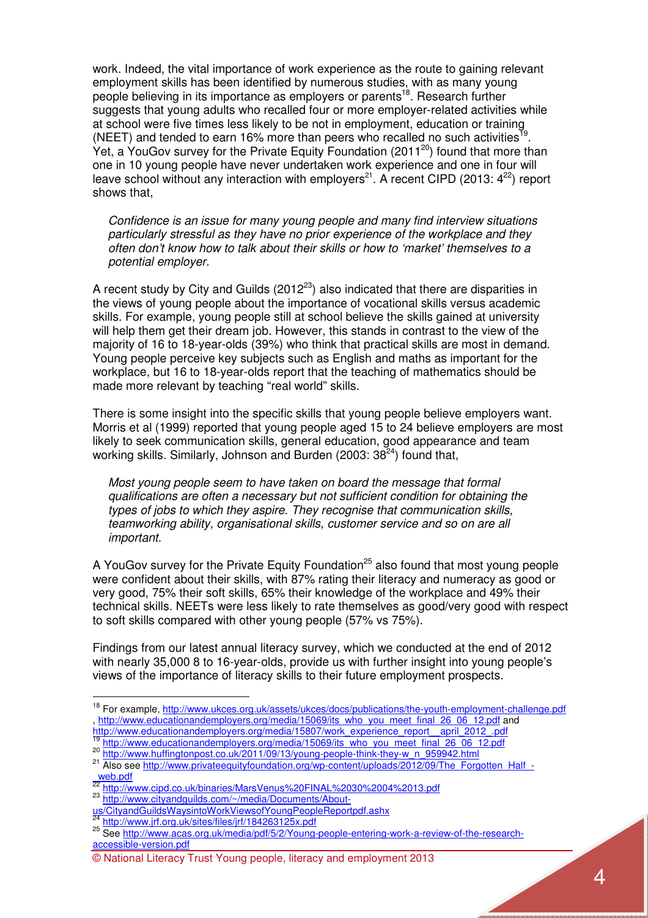work. Indeed, the vital importance of work experience as the route to gaining relevant employment skills has been identified by numerous studies, with as many young people believing in its importance as employers or parents[18]. Research further suggests that young adults who recalled four or more employer-related activities while at school were five times less likely to be not in employment, education or training (NEET) and tended to earn 16% more than peers who recalled no such activities[19]. Yet, a YouGov survey for the Private Equity Foundation (2011[20]) found that more than one in 10 young people have never undertaken work experience and one in four will leave school without any interaction with employers[21]. A recent CIPD (2013: 4[22]) report shows that,

> *Confidence is an issue for many young people and many find interview situations particularly stressful as they have no prior experience of the workplace and they often don't know how to talk about their skills or how to 'market' themselves to a potential employer.*

A recent study by City and Guilds (2012[23]) also indicated that there are disparities in the views of young people about the importance of vocational skills versus academic skills. For example, young people still at school believe the skills gained at university will help them get their dream job. However, this stands in contrast to the view of the majority of 16 to 18-year-olds (39%) who think that practical skills are most in demand. Young people perceive key subjects such as English and maths as important for the workplace, but 16 to 18-year-olds report that the teaching of mathematics should be made more relevant by teaching "real world" skills.

There is some insight into the specific skills that young people believe employers want. Morris et al (1999) reported that young people aged 15 to 24 believe employers are most likely to seek communication skills, general education, good appearance and team working skills. Similarly, Johnson and Burden (2003: 38[24]) found that,

> *Most young people seem to have taken on board the message that formal qualifications are often a necessary but not sufficient condition for obtaining the types of jobs to which they aspire. They recognise that communication skills, teamworking ability, organisational skills, customer service and so on are all important.*

A YouGov survey for the Private Equity Foundation[25] also found that most young people were confident about their skills, with 87% rating their literacy and numeracy as good or very good, 75% their soft skills, 65% their knowledge of the workplace and 49% their technical skills. NEETs were less likely to rate themselves as good/very good with respect to soft skills compared with other young people (57% vs 75%).

Findings from our latest annual literacy survey, which we conducted at the end of 2012 with nearly 35,000 8 to 16-year-olds, provide us with further insight into young people's views of the importance of literacy skills to their future employment prospects.

---

[18] For example, http://www.ukces.org.uk/assets/ukces/docs/publications/the-youth-employment-challenge.pdf , http://www.educationandemployers.org/media/15069/its_who_you_meet_final_26_06_12.pdf and http://www.educationandemployers.org/media/15807/work_experience_report__april_2012_.pdf

[19] http://www.educationandemployers.org/media/15069/its_who_you_meet_final_26_06_12.pdf

[20] http://www.huffingtonpost.co.uk/2011/09/13/young-people-think-they-w_n_959942.html

[21] Also see http://www.privateequityfoundation.org/wp-content/uploads/2012/09/The_Forgotten_Half_-_web.pdf

[22] http://www.cipd.co.uk/binaries/MarsVenus%20FINAL%2030%2004%2013.pdf

[23] http://www.cityandguilds.com/~/media/Documents/About-us/CityandGuildsWaysintoWorkViewsofYoungPeopleReportpdf.ashx

[24] http://www.jrf.org.uk/sites/files/jrf/184263125x.pdf

[25] See http://www.acas.org.uk/media/pdf/5/2/Young-people-entering-work-a-review-of-the-research-accessible-version.pdf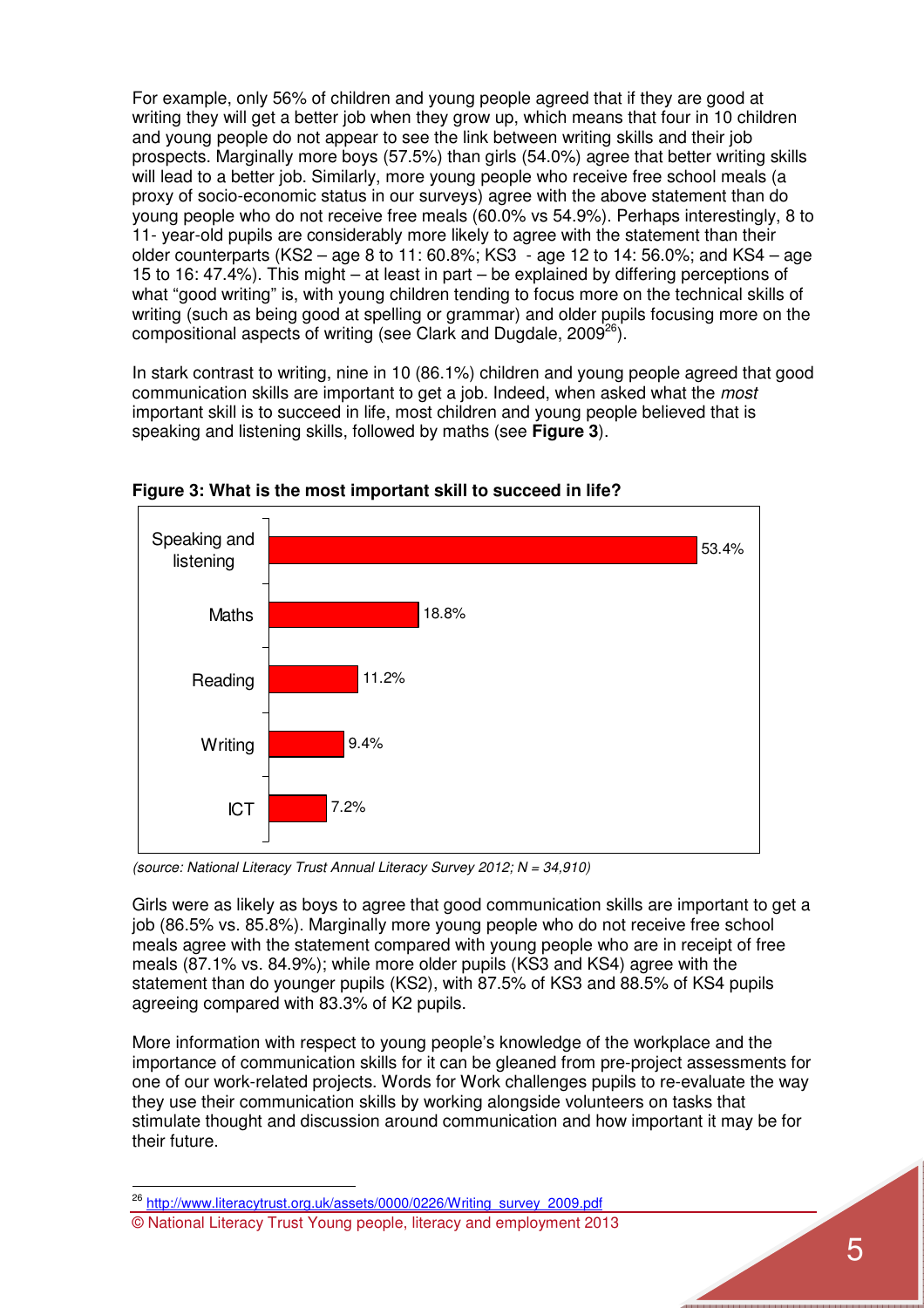For example, only 56% of children and young people agreed that if they are good at writing they will get a better job when they grow up, which means that four in 10 children and young people do not appear to see the link between writing skills and their job prospects. Marginally more boys (57.5%) than girls (54.0%) agree that better writing skills will lead to a better job. Similarly, more young people who receive free school meals (a proxy of socio-economic status in our surveys) agree with the above statement than do young people who do not receive free meals (60.0% vs 54.9%). Perhaps interestingly, 8 to 11- year-old pupils are considerably more likely to agree with the statement than their older counterparts (KS2 – age 8 to 11: 60.8%; KS3 - age 12 to 14: 56.0%; and KS4 – age 15 to 16: 47.4%). This might – at least in part – be explained by differing perceptions of what "good writing" is, with young children tending to focus more on the technical skills of writing (such as being good at spelling or grammar) and older pupils focusing more on the compositional aspects of writing (see Clark and Dugdale, 2009[26]).

In stark contrast to writing, nine in 10 (86.1%) children and young people agreed that good communication skills are important to get a job. Indeed, when asked what the *most* important skill is to succeed in life, most children and young people believed that is speaking and listening skills, followed by maths (see **Figure 3**).

**Figure 3: What is the most important skill to succeed in life?**

| Skill | % |
|---|---|
| Speaking and listening | 53.4% |
| Maths | 18.8% |
| Reading | 11.2% |
| Writing | 9.4% |
| ICT | 7.2% |

*(source: National Literacy Trust Annual Literacy Survey 2012; N = 34,910)*

Girls were as likely as boys to agree that good communication skills are important to get a job (86.5% vs. 85.8%). Marginally more young people who do not receive free school meals agree with the statement compared with young people who are in receipt of free meals (87.1% vs. 84.9%); while more older pupils (KS3 and KS4) agree with the statement than do younger pupils (KS2), with 87.5% of KS3 and 88.5% of KS4 pupils agreeing compared with 83.3% of K2 pupils.

More information with respect to young people's knowledge of the workplace and the importance of communication skills for it can be gleaned from pre-project assessments for one of our work-related projects. Words for Work challenges pupils to re-evaluate the way they use their communication skills by working alongside volunteers on tasks that stimulate thought and discussion around communication and how important it may be for their future.

---

[26] http://www.literacytrust.org.uk/assets/0000/0226/Writing_survey_2009.pdf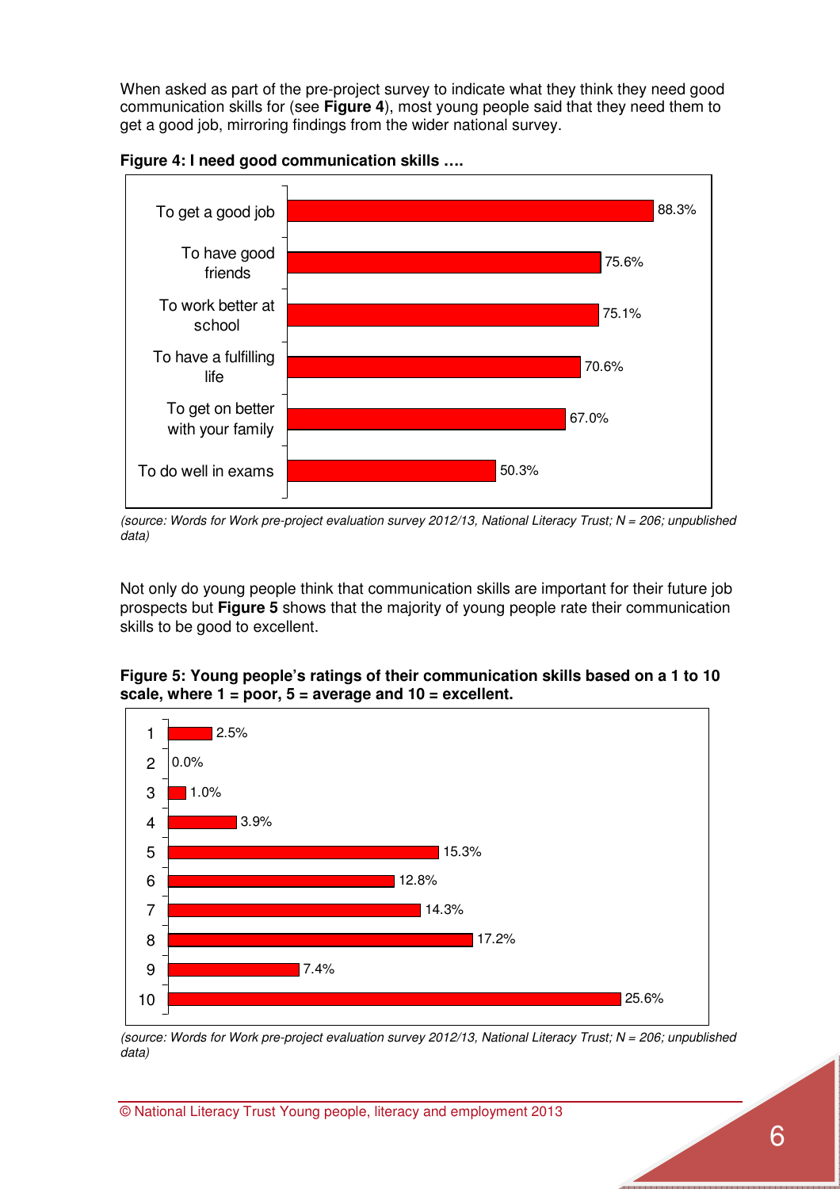When asked as part of the pre-project survey to indicate what they think they need good communication skills for (see **Figure 4**), most young people said that they need them to get a good job, mirroring findings from the wider national survey.

**Figure 4: I need good communication skills ….**

| I need good communication skills … | % |
|---|---|
| To get a good job | 88.3% |
| To have good friends | 75.6% |
| To work better at school | 75.1% |
| To have a fulfilling life | 70.6% |
| To get on better with your family | 67.0% |
| To do well in exams | 50.3% |

*(source: Words for Work pre-project evaluation survey 2012/13, National Literacy Trust; N = 206; unpublished data)*

Not only do young people think that communication skills are important for their future job prospects but **Figure 5** shows that the majority of young people rate their communication skills to be good to excellent.

**Figure 5: Young people's ratings of their communication skills based on a 1 to 10 scale, where 1 = poor, 5 = average and 10 = excellent.**

| Rating | % |
|---|---|
| 1 | 2.5% |
| 2 | 0.0% |
| 3 | 1.0% |
| 4 | 3.9% |
| 5 | 15.3% |
| 6 | 12.8% |
| 7 | 14.3% |
| 8 | 17.2% |
| 9 | 7.4% |
| 10 | 25.6% |

*(source: Words for Work pre-project evaluation survey 2012/13, National Literacy Trust; N = 206; unpublished data)*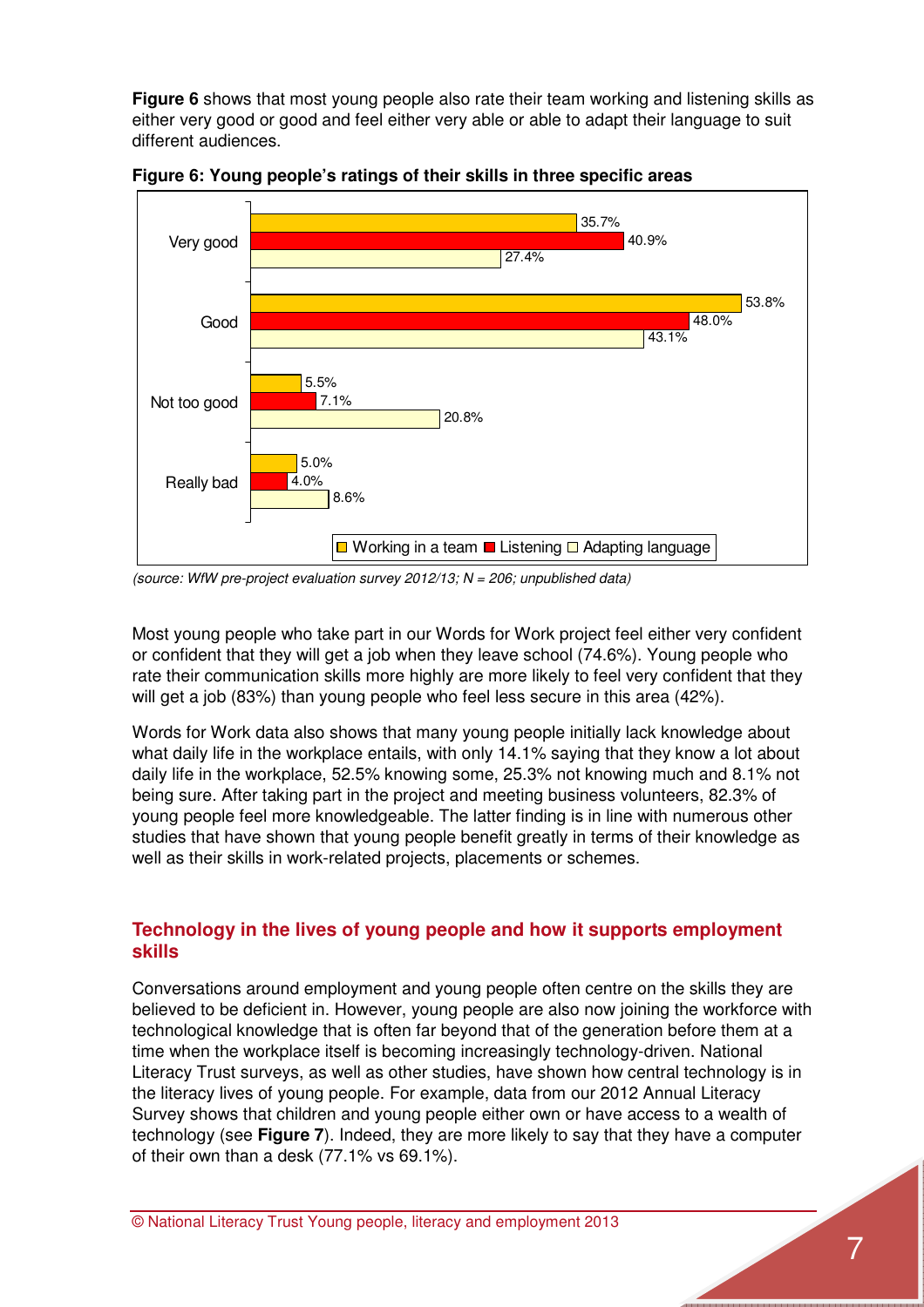**Figure 6** shows that most young people also rate their team working and listening skills as either very good or good and feel either very able or able to adapt their language to suit different audiences.

**Figure 6: Young people's ratings of their skills in three specific areas**

| | Working in a team | Listening | Adapting language |
|---|---|---|---|
| Very good | 35.7% | 40.9% | 27.4% |
| Good | 53.8% | 48.0% | 43.1% |
| Not too good | 5.5% | 7.1% | 20.8% |
| Really bad | 5.0% | 4.0% | 8.6% |

*(source: WfW pre-project evaluation survey 2012/13; N = 206; unpublished data)*

Most young people who take part in our Words for Work project feel either very confident or confident that they will get a job when they leave school (74.6%). Young people who rate their communication skills more highly are more likely to feel very confident that they will get a job (83%) than young people who feel less secure in this area (42%).

Words for Work data also shows that many young people initially lack knowledge about what daily life in the workplace entails, with only 14.1% saying that they know a lot about daily life in the workplace, 52.5% knowing some, 25.3% not knowing much and 8.1% not being sure. After taking part in the project and meeting business volunteers, 82.3% of young people feel more knowledgeable. The latter finding is in line with numerous other studies that have shown that young people benefit greatly in terms of their knowledge as well as their skills in work-related projects, placements or schemes.

## Technology in the lives of young people and how it supports employment skills

Conversations around employment and young people often centre on the skills they are believed to be deficient in. However, young people are also now joining the workforce with technological knowledge that is often far beyond that of the generation before them at a time when the workplace itself is becoming increasingly technology-driven. National Literacy Trust surveys, as well as other studies, have shown how central technology is in the literacy lives of young people. For example, data from our 2012 Annual Literacy Survey shows that children and young people either own or have access to a wealth of technology (see **Figure 7**). Indeed, they are more likely to say that they have a computer of their own than a desk (77.1% vs 69.1%).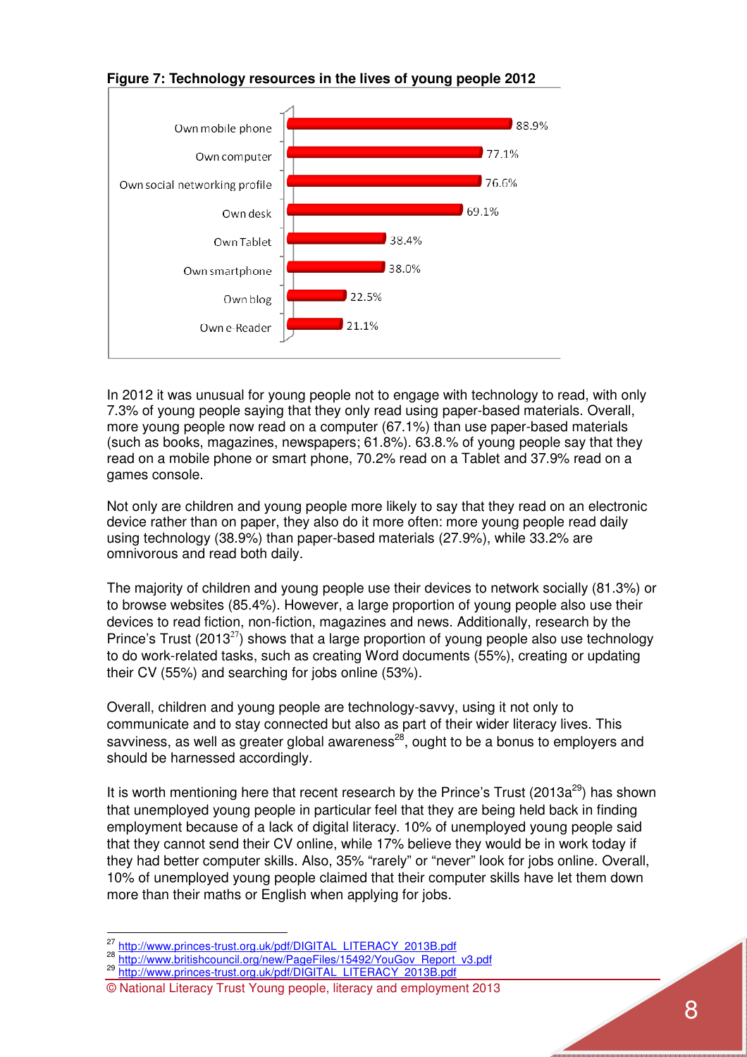**Figure 7: Technology resources in the lives of young people 2012**

| | |
|---|---|
| Own mobile phone | 88.9% |
| Own computer | 77.1% |
| Own social networking profile | 76.6% |
| Own desk | 69.1% |
| Own Tablet | 38.4% |
| Own smartphone | 38.0% |
| Own blog | 22.5% |
| Own e-Reader | 21.1% |

In 2012 it was unusual for young people not to engage with technology to read, with only 7.3% of young people saying that they only read using paper-based materials. Overall, more young people now read on a computer (67.1%) than use paper-based materials (such as books, magazines, newspapers; 61.8%). 63.8.% of young people say that they read on a mobile phone or smart phone, 70.2% read on a Tablet and 37.9% read on a games console.

Not only are children and young people more likely to say that they read on an electronic device rather than on paper, they also do it more often: more young people read daily using technology (38.9%) than paper-based materials (27.9%), while 33.2% are omnivorous and read both daily.

The majority of children and young people use their devices to network socially (81.3%) or to browse websites (85.4%). However, a large proportion of young people also use their devices to read fiction, non-fiction, magazines and news. Additionally, research by the Prince's Trust (2013[27]) shows that a large proportion of young people also use technology to do work-related tasks, such as creating Word documents (55%), creating or updating their CV (55%) and searching for jobs online (53%).

Overall, children and young people are technology-savvy, using it not only to communicate and to stay connected but also as part of their wider literacy lives. This savviness, as well as greater global awareness[28], ought to be a bonus to employers and should be harnessed accordingly.

It is worth mentioning here that recent research by the Prince's Trust (2013a[29]) has shown that unemployed young people in particular feel that they are being held back in finding employment because of a lack of digital literacy. 10% of unemployed young people said that they cannot send their CV online, while 17% believe they would be in work today if they had better computer skills. Also, 35% "rarely" or "never" look for jobs online. Overall, 10% of unemployed young people claimed that their computer skills have let them down more than their maths or English when applying for jobs.

---

[27] http://www.princes-trust.org.uk/pdf/DIGITAL_LITERACY_2013B.pdf
[28] http://www.britishcouncil.org/new/PageFiles/15492/YouGov_Report_v3.pdf
[29] http://www.princes-trust.org.uk/pdf/DIGITAL_LITERACY_2013B.pdf

© National Literacy Trust Young people, literacy and employment 2013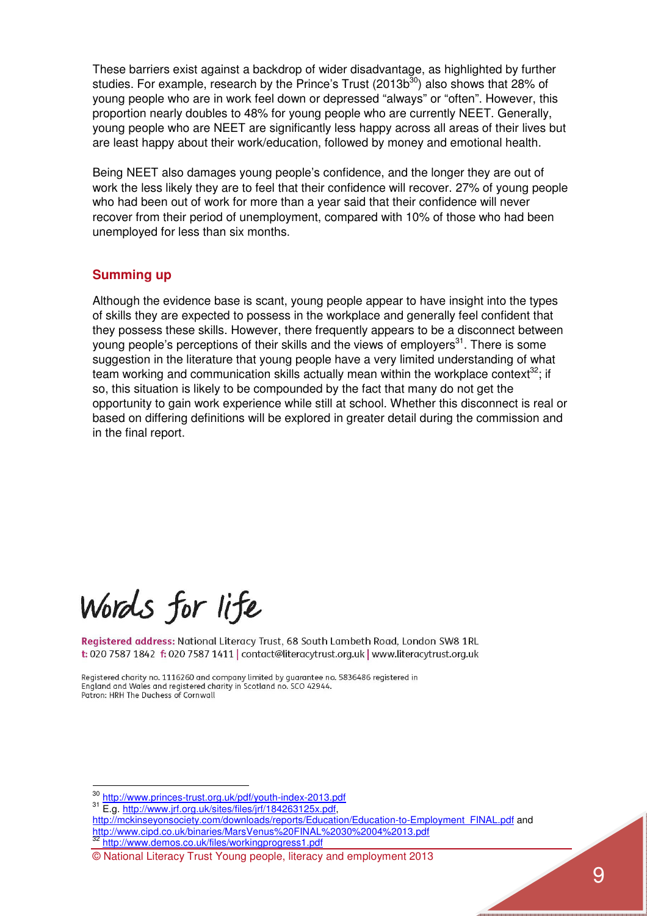These barriers exist against a backdrop of wider disadvantage, as highlighted by further studies. For example, research by the Prince's Trust (2013b[30]) also shows that 28% of young people who are in work feel down or depressed "always" or "often". However, this proportion nearly doubles to 48% for young people who are currently NEET. Generally, young people who are NEET are significantly less happy across all areas of their lives but are least happy about their work/education, followed by money and emotional health.

Being NEET also damages young people's confidence, and the longer they are out of work the less likely they are to feel that their confidence will recover. 27% of young people who had been out of work for more than a year said that their confidence will never recover from their period of unemployment, compared with 10% of those who had been unemployed for less than six months.

## Summing up

Although the evidence base is scant, young people appear to have insight into the types of skills they are expected to possess in the workplace and generally feel confident that they possess these skills. However, there frequently appears to be a disconnect between young people's perceptions of their skills and the views of employers[31]. There is some suggestion in the literature that young people have a very limited understanding of what team working and communication skills actually mean within the workplace context[32]; if so, this situation is likely to be compounded by the fact that many do not get the opportunity to gain work experience while still at school. Whether this disconnect is real or based on differing definitions will be explored in greater detail during the commission and in the final report.

Words for life

**Registered address:** National Literacy Trust, 68 South Lambeth Road, London SW8 1RL
t: 020 7587 1842 f: 020 7587 1411 | contact@literacytrust.org.uk | www.literacytrust.org.uk

Registered charity no. 1116260 and company limited by guarantee no. 5836486 registered in England and Wales and registered charity in Scotland no. SCO 42944.
Patron: HRH The Duchess of Cornwall

[30] http://www.princes-trust.org.uk/pdf/youth-index-2013.pdf
[31] E.g. http://www.jrf.org.uk/sites/files/jrf/184263125x.pdf, http://mckinseyonsociety.com/downloads/reports/Education/Education-to-Employment_FINAL.pdf and http://www.cipd.co.uk/binaries/MarsVenus%20FINAL%2030%2004%2013.pdf
[32] http://www.demos.co.uk/files/workingprogress1.pdf

© National Literacy Trust Young people, literacy and employment 2013